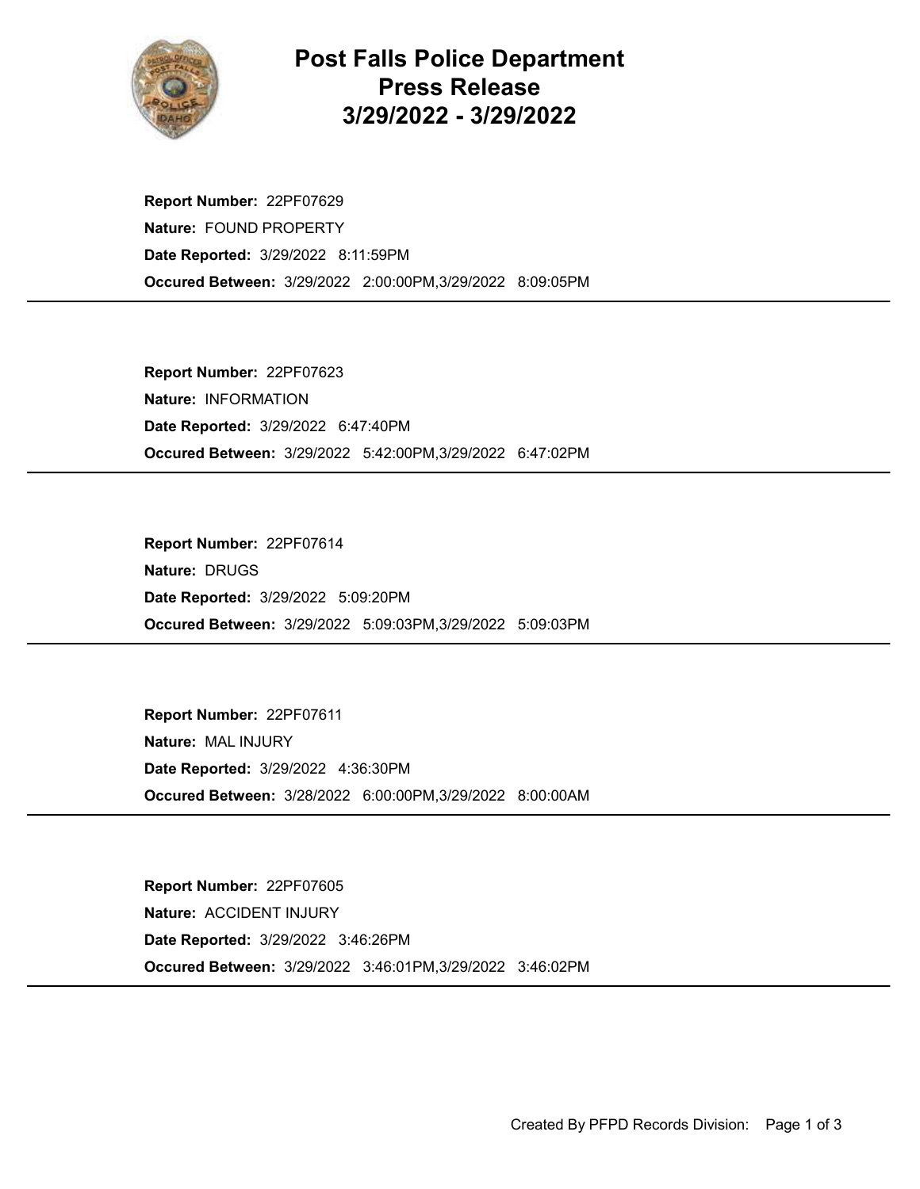# Post Falls Police Department
# Press Release
# 3/29/2022 - 3/29/2022

**Report Number:** 22PF07629
**Nature:** FOUND PROPERTY
**Date Reported:** 3/29/2022 8:11:59PM
**Occured Between:** 3/29/2022 2:00:00PM,3/29/2022 8:09:05PM

---

**Report Number:** 22PF07623
**Nature:** INFORMATION
**Date Reported:** 3/29/2022 6:47:40PM
**Occured Between:** 3/29/2022 5:42:00PM,3/29/2022 6:47:02PM

---

**Report Number:** 22PF07614
**Nature:** DRUGS
**Date Reported:** 3/29/2022 5:09:20PM
**Occured Between:** 3/29/2022 5:09:03PM,3/29/2022 5:09:03PM

---

**Report Number:** 22PF07611
**Nature:** MAL INJURY
**Date Reported:** 3/29/2022 4:36:30PM
**Occured Between:** 3/28/2022 6:00:00PM,3/29/2022 8:00:00AM

---

**Report Number:** 22PF07605
**Nature:** ACCIDENT INJURY
**Date Reported:** 3/29/2022 3:46:26PM
**Occured Between:** 3/29/2022 3:46:01PM,3/29/2022 3:46:02PM

---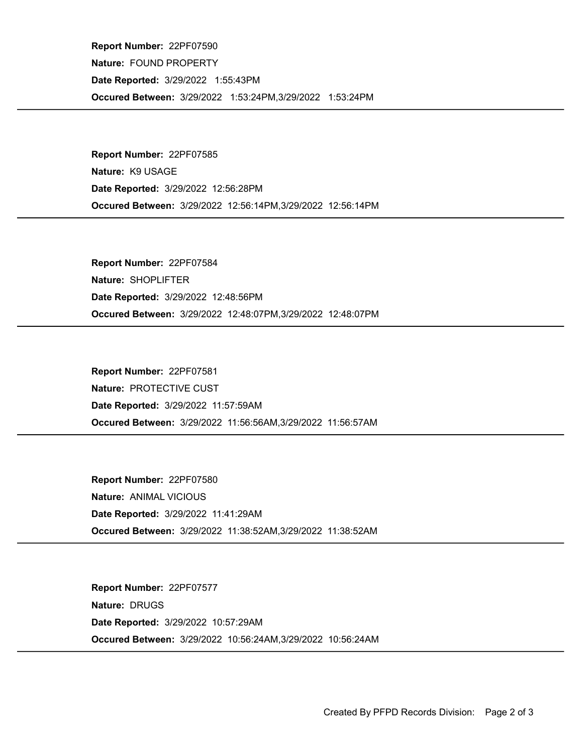**Report Number:** 22PF07590
**Nature:** FOUND PROPERTY
**Date Reported:** 3/29/2022 1:55:43PM
**Occured Between:** 3/29/2022 1:53:24PM,3/29/2022 1:53:24PM

---

**Report Number:** 22PF07585
**Nature:** K9 USAGE
**Date Reported:** 3/29/2022 12:56:28PM
**Occured Between:** 3/29/2022 12:56:14PM,3/29/2022 12:56:14PM

---

**Report Number:** 22PF07584
**Nature:** SHOPLIFTER
**Date Reported:** 3/29/2022 12:48:56PM
**Occured Between:** 3/29/2022 12:48:07PM,3/29/2022 12:48:07PM

---

**Report Number:** 22PF07581
**Nature:** PROTECTIVE CUST
**Date Reported:** 3/29/2022 11:57:59AM
**Occured Between:** 3/29/2022 11:56:56AM,3/29/2022 11:56:57AM

---

**Report Number:** 22PF07580
**Nature:** ANIMAL VICIOUS
**Date Reported:** 3/29/2022 11:41:29AM
**Occured Between:** 3/29/2022 11:38:52AM,3/29/2022 11:38:52AM

---

**Report Number:** 22PF07577
**Nature:** DRUGS
**Date Reported:** 3/29/2022 10:57:29AM
**Occured Between:** 3/29/2022 10:56:24AM,3/29/2022 10:56:24AM

---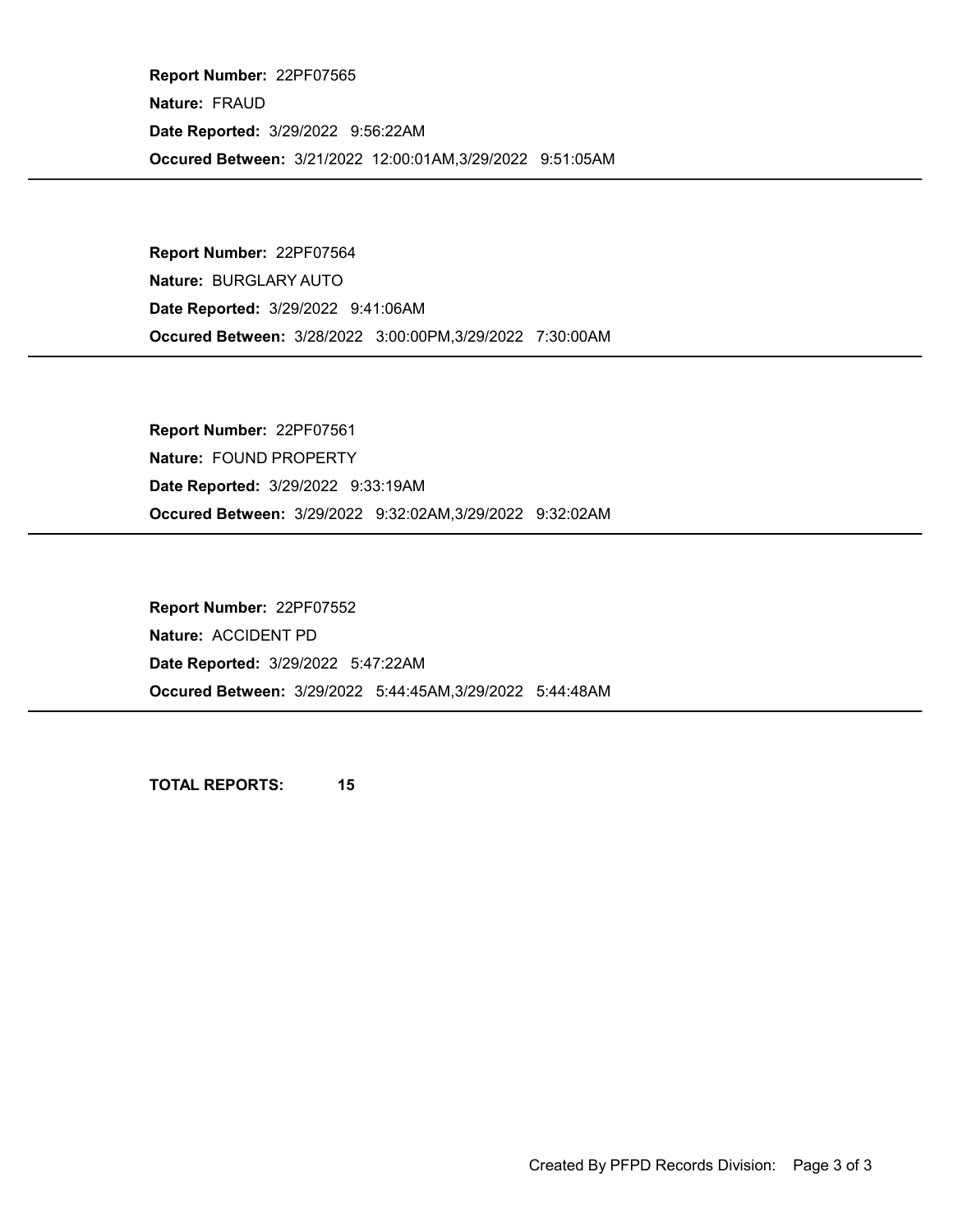**Report Number:** 22PF07565

**Nature:** FRAUD

**Date Reported:** 3/29/2022 9:56:22AM

**Occured Between:** 3/21/2022 12:00:01AM,3/29/2022 9:51:05AM

---

**Report Number:** 22PF07564

**Nature:** BURGLARY AUTO

**Date Reported:** 3/29/2022 9:41:06AM

**Occured Between:** 3/28/2022 3:00:00PM,3/29/2022 7:30:00AM

---

**Report Number:** 22PF07561

**Nature:** FOUND PROPERTY

**Date Reported:** 3/29/2022 9:33:19AM

**Occured Between:** 3/29/2022 9:32:02AM,3/29/2022 9:32:02AM

---

**Report Number:** 22PF07552

**Nature:** ACCIDENT PD

**Date Reported:** 3/29/2022 5:47:22AM

**Occured Between:** 3/29/2022 5:44:45AM,3/29/2022 5:44:48AM

---

**TOTAL REPORTS: 15**